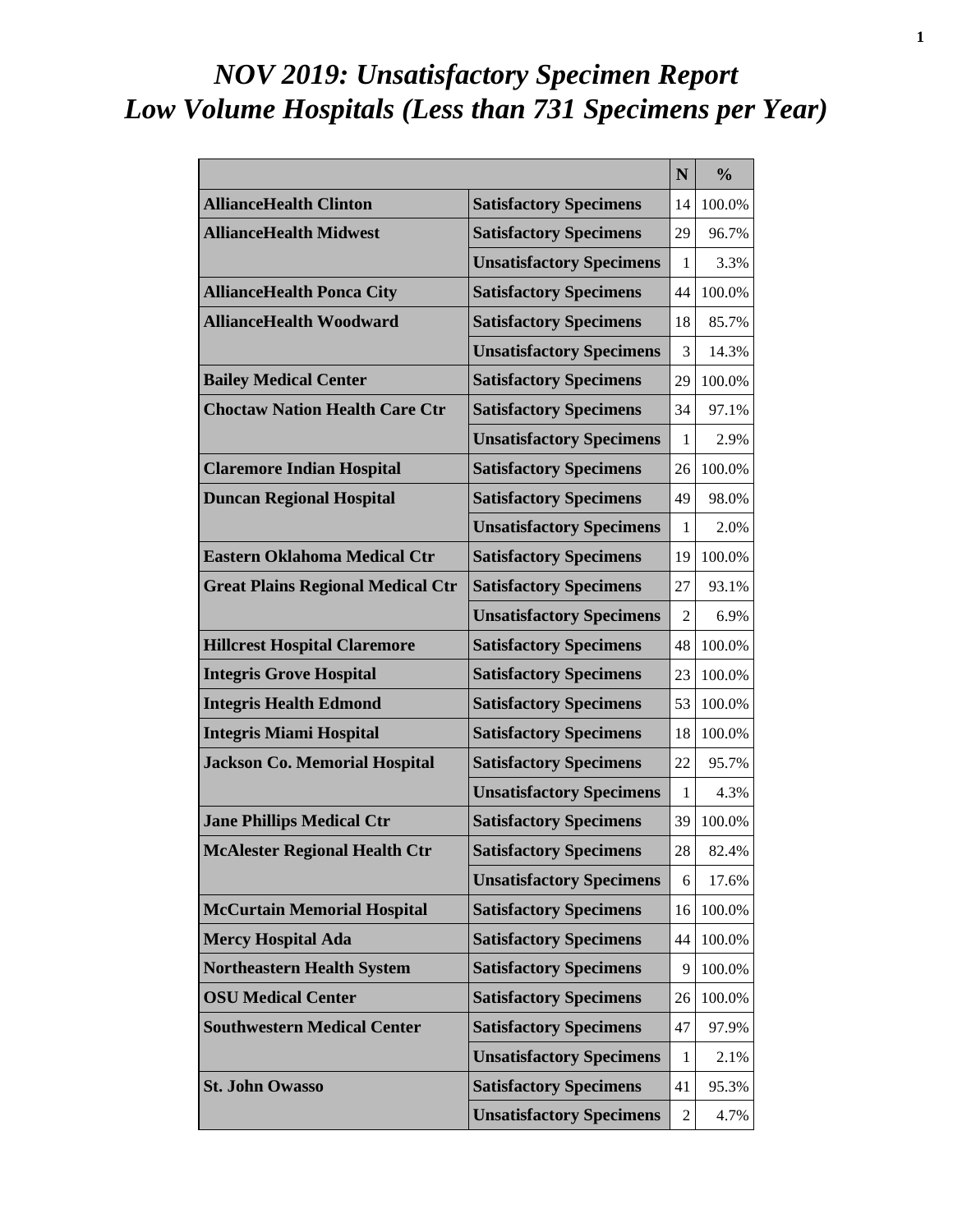# *NOV 2019: Unsatisfactory Specimen Report*
# *Low Volume Hospitals (Less than 731 Specimens per Year)*

| | | N | % |
|---|---|---|---|
| **AllianceHealth Clinton** | **Satisfactory Specimens** | 14 | 100.0% |
| **AllianceHealth Midwest** | **Satisfactory Specimens** | 29 | 96.7% |
| | **Unsatisfactory Specimens** | 1 | 3.3% |
| **AllianceHealth Ponca City** | **Satisfactory Specimens** | 44 | 100.0% |
| **AllianceHealth Woodward** | **Satisfactory Specimens** | 18 | 85.7% |
| | **Unsatisfactory Specimens** | 3 | 14.3% |
| **Bailey Medical Center** | **Satisfactory Specimens** | 29 | 100.0% |
| **Choctaw Nation Health Care Ctr** | **Satisfactory Specimens** | 34 | 97.1% |
| | **Unsatisfactory Specimens** | 1 | 2.9% |
| **Claremore Indian Hospital** | **Satisfactory Specimens** | 26 | 100.0% |
| **Duncan Regional Hospital** | **Satisfactory Specimens** | 49 | 98.0% |
| | **Unsatisfactory Specimens** | 1 | 2.0% |
| **Eastern Oklahoma Medical Ctr** | **Satisfactory Specimens** | 19 | 100.0% |
| **Great Plains Regional Medical Ctr** | **Satisfactory Specimens** | 27 | 93.1% |
| | **Unsatisfactory Specimens** | 2 | 6.9% |
| **Hillcrest Hospital Claremore** | **Satisfactory Specimens** | 48 | 100.0% |
| **Integris Grove Hospital** | **Satisfactory Specimens** | 23 | 100.0% |
| **Integris Health Edmond** | **Satisfactory Specimens** | 53 | 100.0% |
| **Integris Miami Hospital** | **Satisfactory Specimens** | 18 | 100.0% |
| **Jackson Co. Memorial Hospital** | **Satisfactory Specimens** | 22 | 95.7% |
| | **Unsatisfactory Specimens** | 1 | 4.3% |
| **Jane Phillips Medical Ctr** | **Satisfactory Specimens** | 39 | 100.0% |
| **McAlester Regional Health Ctr** | **Satisfactory Specimens** | 28 | 82.4% |
| | **Unsatisfactory Specimens** | 6 | 17.6% |
| **McCurtain Memorial Hospital** | **Satisfactory Specimens** | 16 | 100.0% |
| **Mercy Hospital Ada** | **Satisfactory Specimens** | 44 | 100.0% |
| **Northeastern Health System** | **Satisfactory Specimens** | 9 | 100.0% |
| **OSU Medical Center** | **Satisfactory Specimens** | 26 | 100.0% |
| **Southwestern Medical Center** | **Satisfactory Specimens** | 47 | 97.9% |
| | **Unsatisfactory Specimens** | 1 | 2.1% |
| **St. John Owasso** | **Satisfactory Specimens** | 41 | 95.3% |
| | **Unsatisfactory Specimens** | 2 | 4.7% |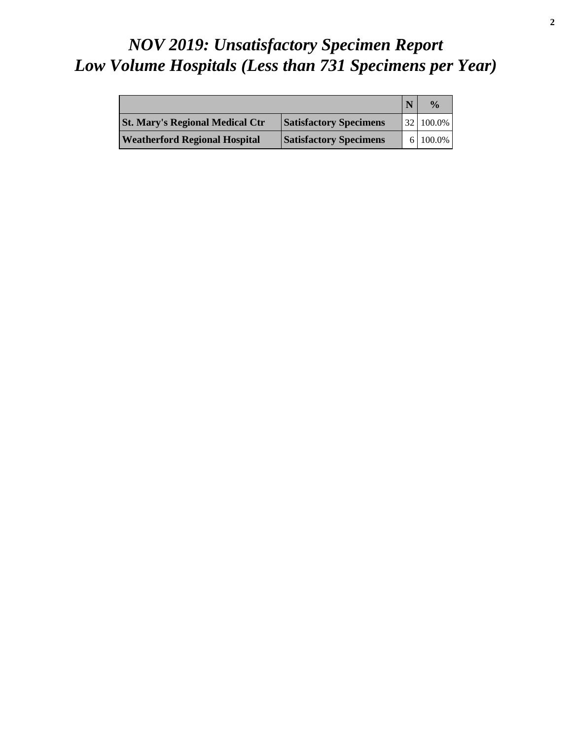# *NOV 2019: Unsatisfactory Specimen Report*
# *Low Volume Hospitals (Less than 731 Specimens per Year)*

| | | N | % |
|---|---|---|---|
| **St. Mary's Regional Medical Ctr** | **Satisfactory Specimens** | 32 | 100.0% |
| **Weatherford Regional Hospital** | **Satisfactory Specimens** | 6 | 100.0% |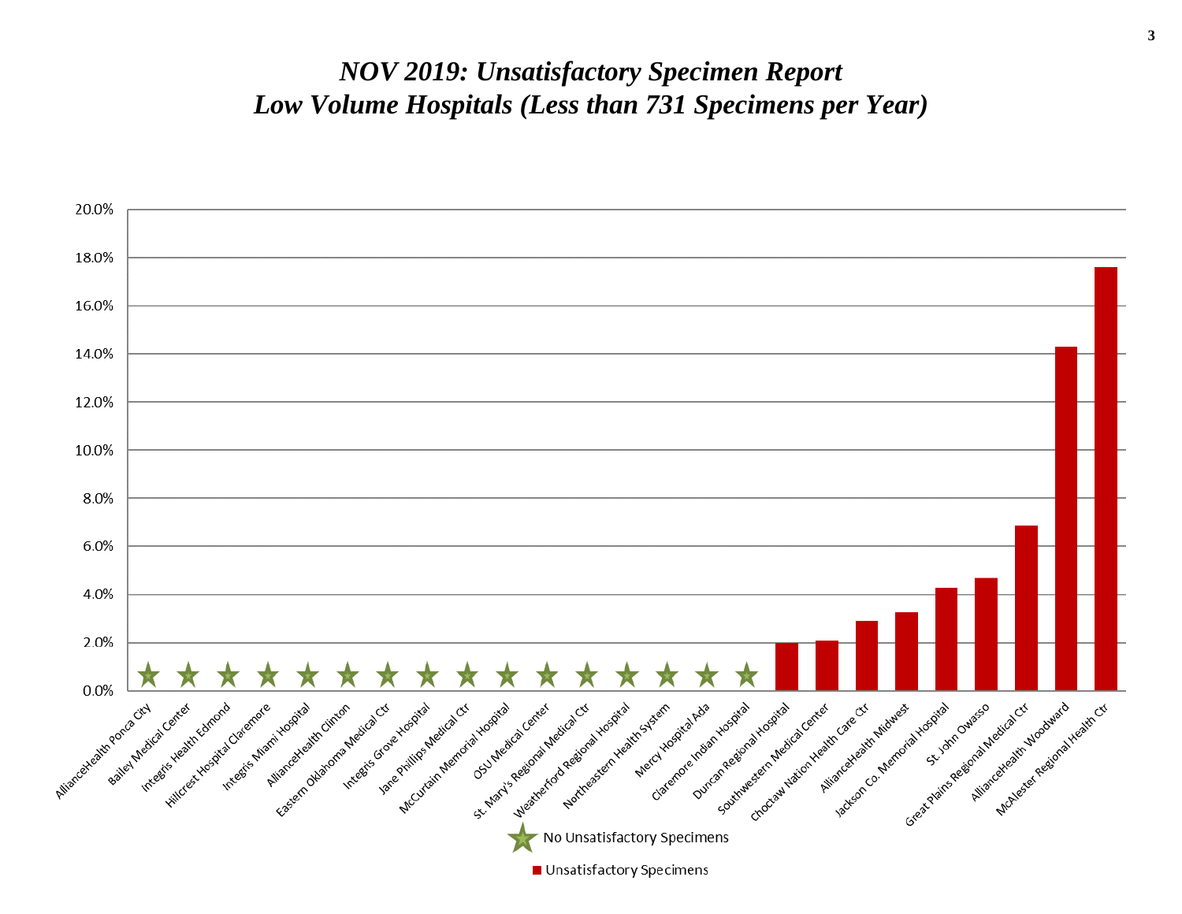# *NOV 2019: Unsatisfactory Specimen Report*
## *Low Volume Hospitals (Less than 731 Specimens per Year)*

| Hospital | Unsatisfactory Specimens |
|---|---|
| AllianceHealth Ponca City | ★ No Unsatisfactory Specimens |
| Bailey Medical Center | ★ No Unsatisfactory Specimens |
| Integris Health Edmond | ★ No Unsatisfactory Specimens |
| Hillcrest Hospital Claremore | ★ No Unsatisfactory Specimens |
| Integris Miami Hospital | ★ No Unsatisfactory Specimens |
| AllianceHealth Clinton | ★ No Unsatisfactory Specimens |
| Eastern Oklahoma Medical Ctr | ★ No Unsatisfactory Specimens |
| Integris Grove Hospital | ★ No Unsatisfactory Specimens |
| Jane Phillips Medical Ctr | ★ No Unsatisfactory Specimens |
| McCurtain Memorial Hospital | ★ No Unsatisfactory Specimens |
| OSU Medical Center | ★ No Unsatisfactory Specimens |
| St. Mary's Regional Medical Ctr | ★ No Unsatisfactory Specimens |
| Weatherford Regional Hospital | ★ No Unsatisfactory Specimens |
| Northeastern Health System | ★ No Unsatisfactory Specimens |
| Mercy Hospital Ada | ★ No Unsatisfactory Specimens |
| Claremore Indian Hospital | ★ No Unsatisfactory Specimens |
| Duncan Regional Hospital | ~2.0% |
| Southwestern Medical Center | ~2.1% |
| Choctaw Nation Health Care Ctr | ~2.9% |
| AllianceHealth Midwest | ~3.3% |
| Jackson Co. Memorial Hospital | ~4.3% |
| St. John Owasso | ~4.7% |
| Great Plains Regional Medical Ctr | ~6.9% |
| AllianceHealth Woodward | ~14.3% |
| McAlester Regional Health Ctr | ~17.6% |

★ No Unsatisfactory Specimens

■ Unsatisfactory Specimens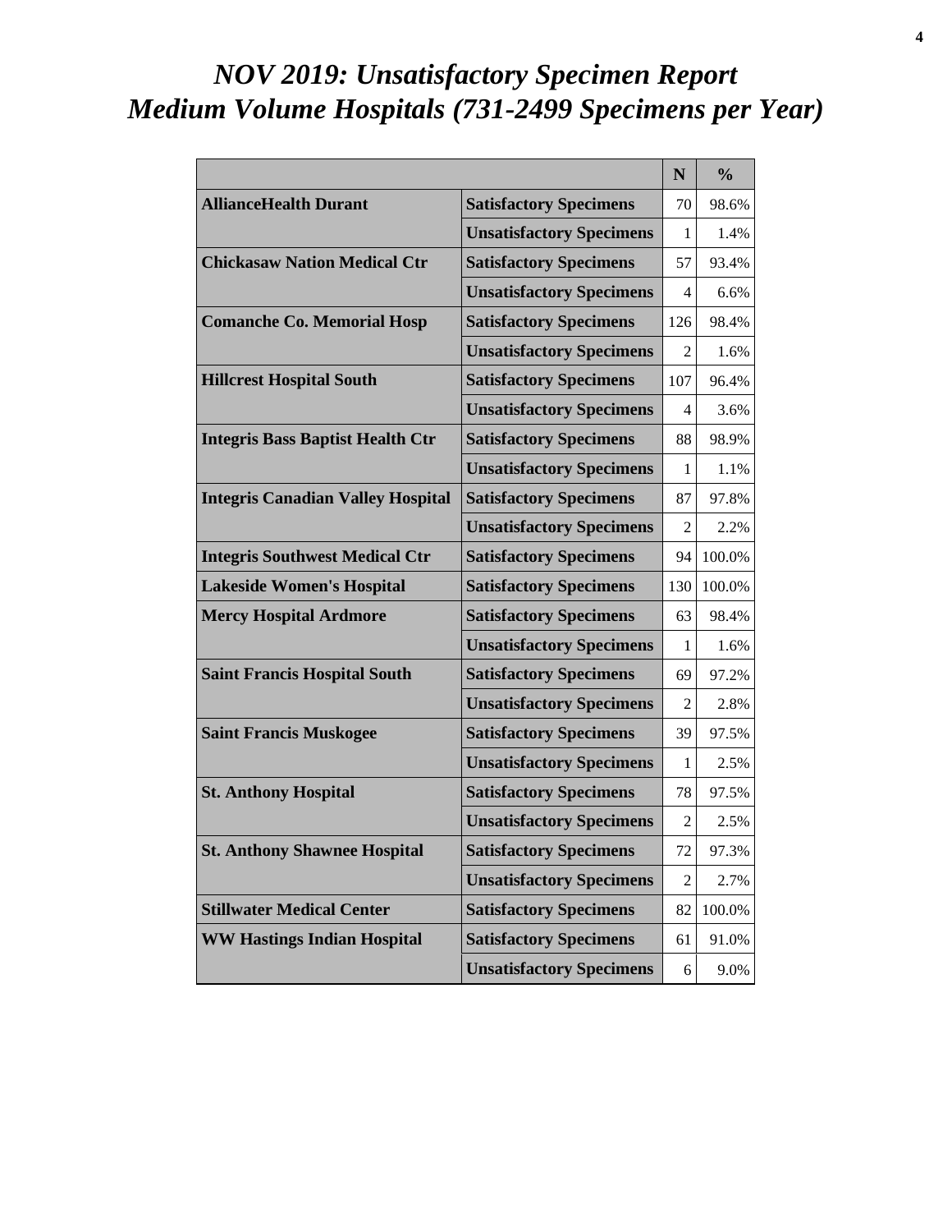# NOV 2019: Unsatisfactory Specimen Report
# Medium Volume Hospitals (731-2499 Specimens per Year)

| | | N | % |
|---|---|---|---|
| **AllianceHealth Durant** | **Satisfactory Specimens** | 70 | 98.6% |
| | **Unsatisfactory Specimens** | 1 | 1.4% |
| **Chickasaw Nation Medical Ctr** | **Satisfactory Specimens** | 57 | 93.4% |
| | **Unsatisfactory Specimens** | 4 | 6.6% |
| **Comanche Co. Memorial Hosp** | **Satisfactory Specimens** | 126 | 98.4% |
| | **Unsatisfactory Specimens** | 2 | 1.6% |
| **Hillcrest Hospital South** | **Satisfactory Specimens** | 107 | 96.4% |
| | **Unsatisfactory Specimens** | 4 | 3.6% |
| **Integris Bass Baptist Health Ctr** | **Satisfactory Specimens** | 88 | 98.9% |
| | **Unsatisfactory Specimens** | 1 | 1.1% |
| **Integris Canadian Valley Hospital** | **Satisfactory Specimens** | 87 | 97.8% |
| | **Unsatisfactory Specimens** | 2 | 2.2% |
| **Integris Southwest Medical Ctr** | **Satisfactory Specimens** | 94 | 100.0% |
| **Lakeside Women's Hospital** | **Satisfactory Specimens** | 130 | 100.0% |
| **Mercy Hospital Ardmore** | **Satisfactory Specimens** | 63 | 98.4% |
| | **Unsatisfactory Specimens** | 1 | 1.6% |
| **Saint Francis Hospital South** | **Satisfactory Specimens** | 69 | 97.2% |
| | **Unsatisfactory Specimens** | 2 | 2.8% |
| **Saint Francis Muskogee** | **Satisfactory Specimens** | 39 | 97.5% |
| | **Unsatisfactory Specimens** | 1 | 2.5% |
| **St. Anthony Hospital** | **Satisfactory Specimens** | 78 | 97.5% |
| | **Unsatisfactory Specimens** | 2 | 2.5% |
| **St. Anthony Shawnee Hospital** | **Satisfactory Specimens** | 72 | 97.3% |
| | **Unsatisfactory Specimens** | 2 | 2.7% |
| **Stillwater Medical Center** | **Satisfactory Specimens** | 82 | 100.0% |
| **WW Hastings Indian Hospital** | **Satisfactory Specimens** | 61 | 91.0% |
| | **Unsatisfactory Specimens** | 6 | 9.0% |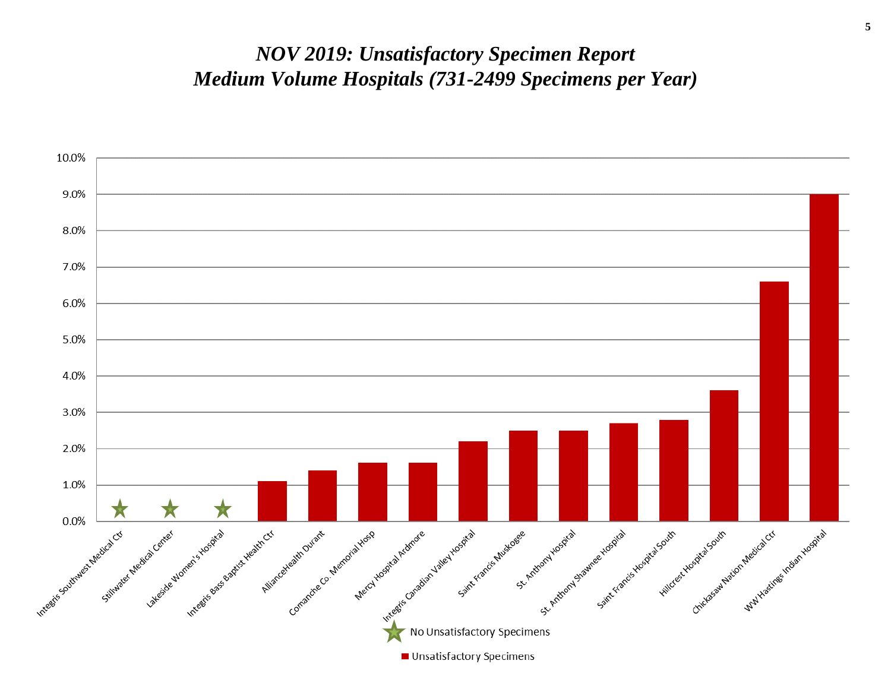# *NOV 2019: Unsatisfactory Specimen Report*
# *Medium Volume Hospitals (731-2499 Specimens per Year)*

| Hospital | Unsatisfactory Specimens |
| --- | --- |
| Integris Southwest Medical Ctr | ★ No Unsatisfactory Specimens |
| Stillwater Medical Center | ★ No Unsatisfactory Specimens |
| Lakeside Women's Hospital | ★ No Unsatisfactory Specimens |
| Integris Bass Baptist Health Ctr | 1.1% |
| AllianceHealth Durant | 1.4% |
| Comanche Co. Memorial Hosp | 1.6% |
| Mercy Hospital Ardmore | 1.6% |
| Integris Canadian Valley Hospital | 2.2% |
| Saint Francis Muskogee | 2.5% |
| St. Anthony Hospital | 2.5% |
| St. Anthony Shawnee Hospital | 2.7% |
| Saint Francis Hospital South | 2.8% |
| Hillcrest Hospital South | 3.6% |
| Chickasaw Nation Medical Ctr | 6.6% |
| WW Hastings Indian Hospital | 9.0% |

★ No Unsatisfactory Specimens

■ Unsatisfactory Specimens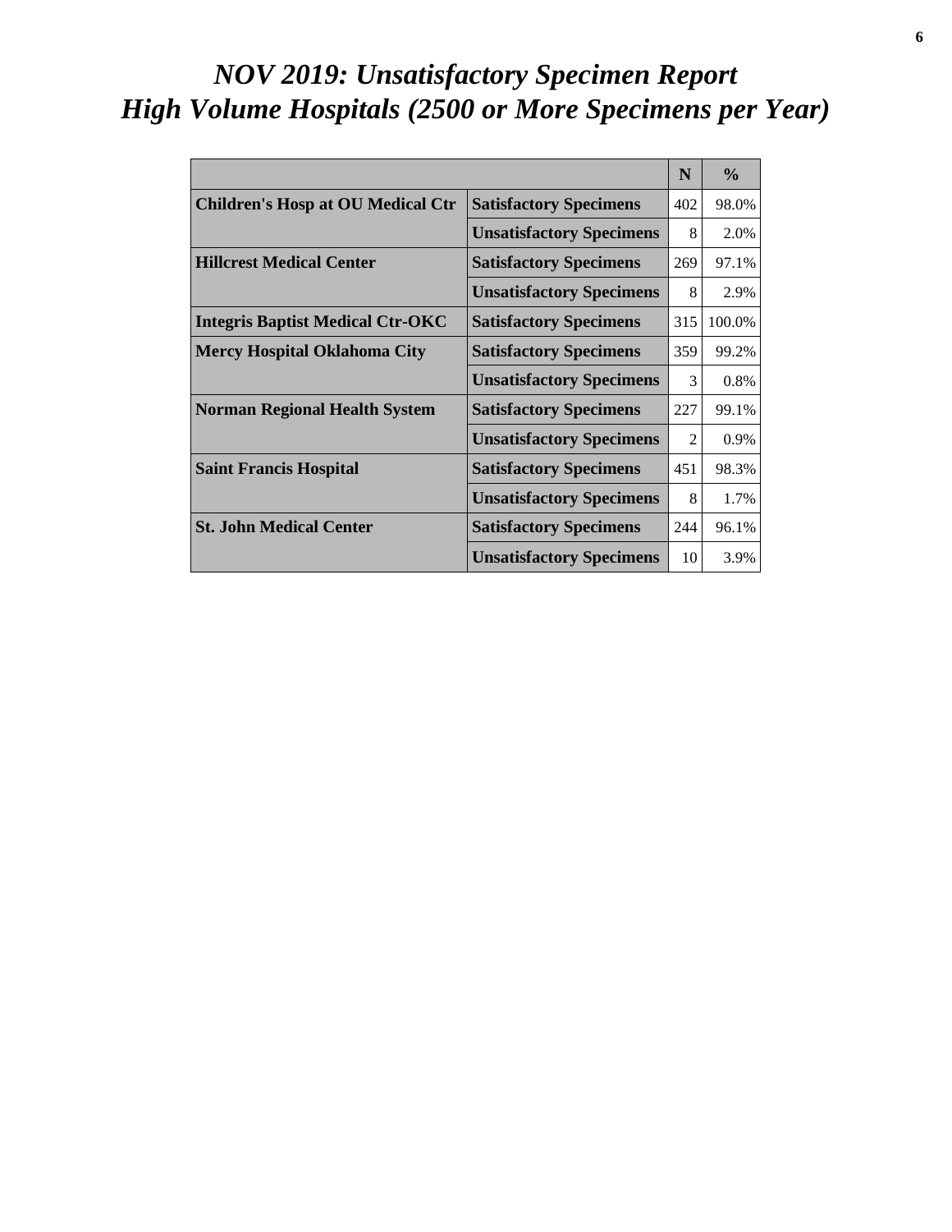# *NOV 2019: Unsatisfactory Specimen Report*
# *High Volume Hospitals (2500 or More Specimens per Year)*

| | | N | % |
|---|---|---|---|
| **Children's Hosp at OU Medical Ctr** | **Satisfactory Specimens** | 402 | 98.0% |
| | **Unsatisfactory Specimens** | 8 | 2.0% |
| **Hillcrest Medical Center** | **Satisfactory Specimens** | 269 | 97.1% |
| | **Unsatisfactory Specimens** | 8 | 2.9% |
| **Integris Baptist Medical Ctr-OKC** | **Satisfactory Specimens** | 315 | 100.0% |
| **Mercy Hospital Oklahoma City** | **Satisfactory Specimens** | 359 | 99.2% |
| | **Unsatisfactory Specimens** | 3 | 0.8% |
| **Norman Regional Health System** | **Satisfactory Specimens** | 227 | 99.1% |
| | **Unsatisfactory Specimens** | 2 | 0.9% |
| **Saint Francis Hospital** | **Satisfactory Specimens** | 451 | 98.3% |
| | **Unsatisfactory Specimens** | 8 | 1.7% |
| **St. John Medical Center** | **Satisfactory Specimens** | 244 | 96.1% |
| | **Unsatisfactory Specimens** | 10 | 3.9% |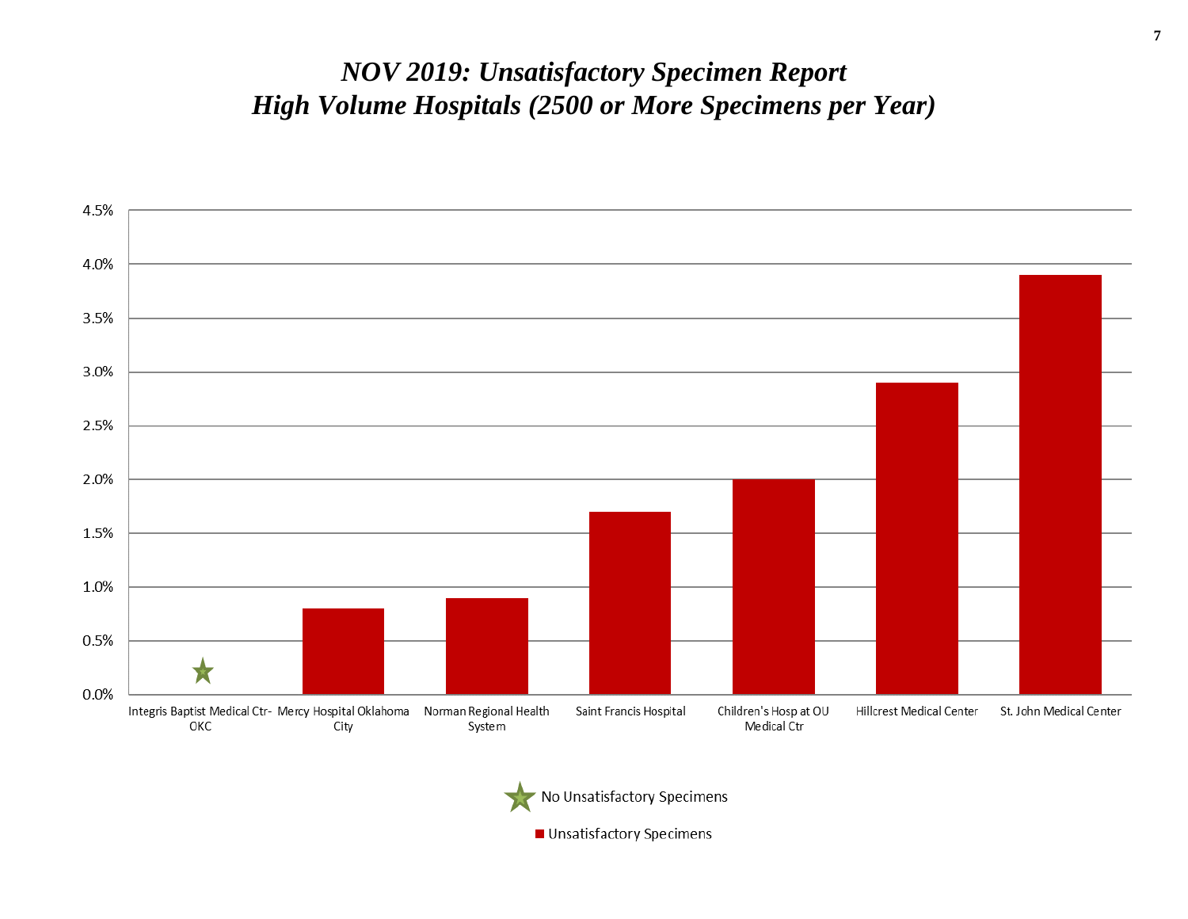# *NOV 2019: Unsatisfactory Specimen Report*
# *High Volume Hospitals (2500 or More Specimens per Year)*

4.5%
4.0%
3.5%
3.0%
2.5%
2.0%
1.5%
1.0%
0.5%
0.0%

Integris Baptist Medical Ctr-OKC
Mercy Hospital Oklahoma City
Norman Regional Health System
Saint Francis Hospital
Children's Hosp at OU Medical Ctr
Hillcrest Medical Center
St. John Medical Center

No Unsatisfactory Specimens
Unsatisfactory Specimens